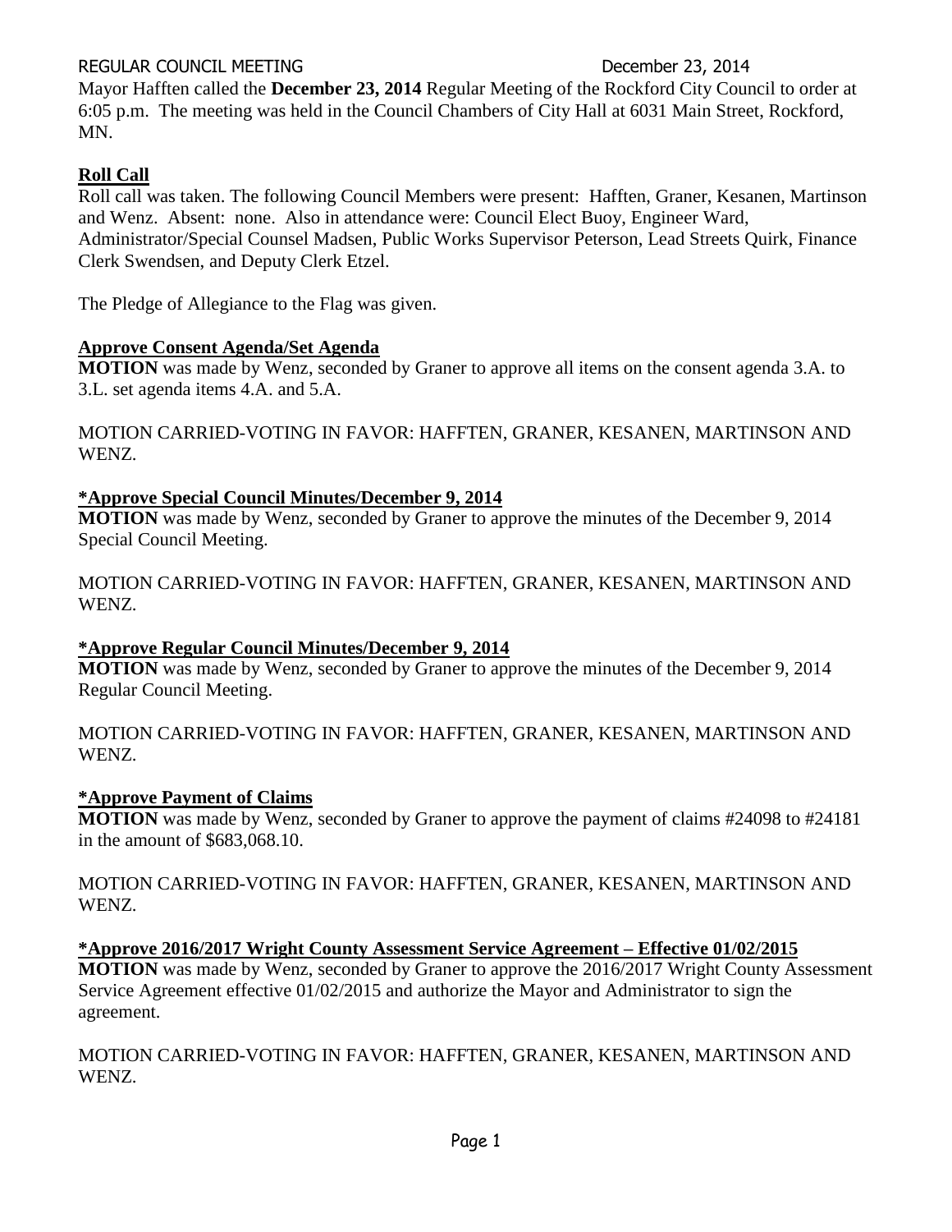REGULAR COUNCIL MEETING December 23, 2014

Mayor Hafften called the **December 23, 2014** Regular Meeting of the Rockford City Council to order at 6:05 p.m. The meeting was held in the Council Chambers of City Hall at 6031 Main Street, Rockford, MN.

**Roll Call**

Roll call was taken. The following Council Members were present: Hafften, Graner, Kesanen, Martinson and Wenz. Absent: none. Also in attendance were: Council Elect Buoy, Engineer Ward, Administrator/Special Counsel Madsen, Public Works Supervisor Peterson, Lead Streets Quirk, Finance Clerk Swendsen, and Deputy Clerk Etzel.

The Pledge of Allegiance to the Flag was given.

**Approve Consent Agenda/Set Agenda**

**MOTION** was made by Wenz, seconded by Graner to approve all items on the consent agenda 3.A. to 3.L. set agenda items 4.A. and 5.A.

MOTION CARRIED-VOTING IN FAVOR: HAFFTEN, GRANER, KESANEN, MARTINSON AND WENZ.

**\*Approve Special Council Minutes/December 9, 2014**

**MOTION** was made by Wenz, seconded by Graner to approve the minutes of the December 9, 2014 Special Council Meeting.

MOTION CARRIED-VOTING IN FAVOR: HAFFTEN, GRANER, KESANEN, MARTINSON AND WENZ.

**\*Approve Regular Council Minutes/December 9, 2014**

**MOTION** was made by Wenz, seconded by Graner to approve the minutes of the December 9, 2014 Regular Council Meeting.

MOTION CARRIED-VOTING IN FAVOR: HAFFTEN, GRANER, KESANEN, MARTINSON AND WENZ.

**\*Approve Payment of Claims**

**MOTION** was made by Wenz, seconded by Graner to approve the payment of claims #24098 to #24181 in the amount of $683,068.10.

MOTION CARRIED-VOTING IN FAVOR: HAFFTEN, GRANER, KESANEN, MARTINSON AND WENZ.

**\*Approve 2016/2017 Wright County Assessment Service Agreement – Effective 01/02/2015**

**MOTION** was made by Wenz, seconded by Graner to approve the 2016/2017 Wright County Assessment Service Agreement effective 01/02/2015 and authorize the Mayor and Administrator to sign the agreement.

MOTION CARRIED-VOTING IN FAVOR: HAFFTEN, GRANER, KESANEN, MARTINSON AND WENZ.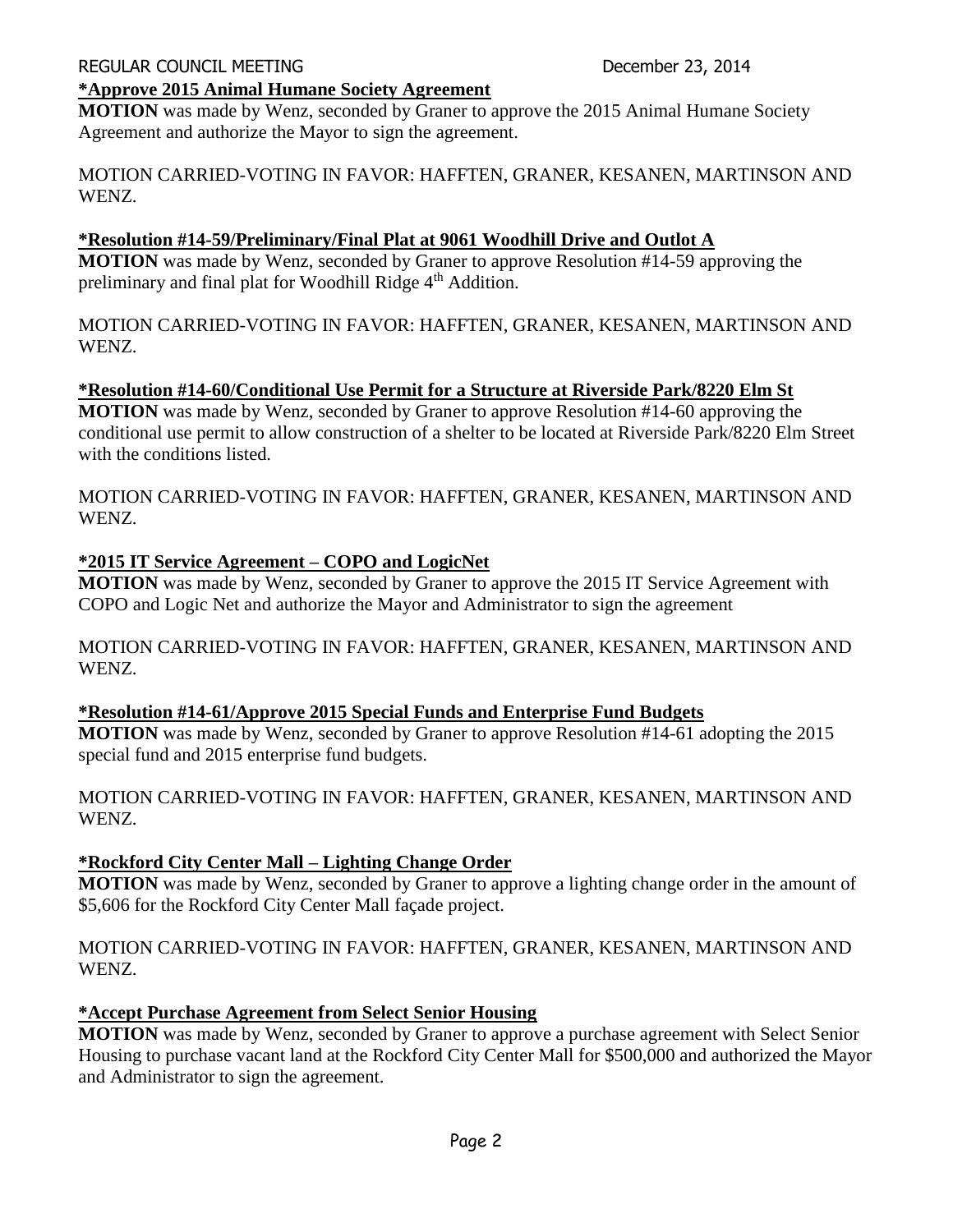**\*Approve 2015 Animal Humane Society Agreement**

**MOTION** was made by Wenz, seconded by Graner to approve the 2015 Animal Humane Society Agreement and authorize the Mayor to sign the agreement.

MOTION CARRIED-VOTING IN FAVOR: HAFFTEN, GRANER, KESANEN, MARTINSON AND WENZ.

**\*Resolution #14-59/Preliminary/Final Plat at 9061 Woodhill Drive and Outlot A**

**MOTION** was made by Wenz, seconded by Graner to approve Resolution #14-59 approving the preliminary and final plat for Woodhill Ridge 4th Addition.

MOTION CARRIED-VOTING IN FAVOR: HAFFTEN, GRANER, KESANEN, MARTINSON AND WENZ.

**\*Resolution #14-60/Conditional Use Permit for a Structure at Riverside Park/8220 Elm St**

**MOTION** was made by Wenz, seconded by Graner to approve Resolution #14-60 approving the conditional use permit to allow construction of a shelter to be located at Riverside Park/8220 Elm Street with the conditions listed.

MOTION CARRIED-VOTING IN FAVOR: HAFFTEN, GRANER, KESANEN, MARTINSON AND WENZ.

**\*2015 IT Service Agreement – COPO and LogicNet**

**MOTION** was made by Wenz, seconded by Graner to approve the 2015 IT Service Agreement with COPO and Logic Net and authorize the Mayor and Administrator to sign the agreement

MOTION CARRIED-VOTING IN FAVOR: HAFFTEN, GRANER, KESANEN, MARTINSON AND WENZ.

**\*Resolution #14-61/Approve 2015 Special Funds and Enterprise Fund Budgets**

**MOTION** was made by Wenz, seconded by Graner to approve Resolution #14-61 adopting the 2015 special fund and 2015 enterprise fund budgets.

MOTION CARRIED-VOTING IN FAVOR: HAFFTEN, GRANER, KESANEN, MARTINSON AND WENZ.

**\*Rockford City Center Mall – Lighting Change Order**

**MOTION** was made by Wenz, seconded by Graner to approve a lighting change order in the amount of $5,606 for the Rockford City Center Mall façade project.

MOTION CARRIED-VOTING IN FAVOR: HAFFTEN, GRANER, KESANEN, MARTINSON AND WENZ.

**\*Accept Purchase Agreement from Select Senior Housing**

**MOTION** was made by Wenz, seconded by Graner to approve a purchase agreement with Select Senior Housing to purchase vacant land at the Rockford City Center Mall for $500,000 and authorized the Mayor and Administrator to sign the agreement.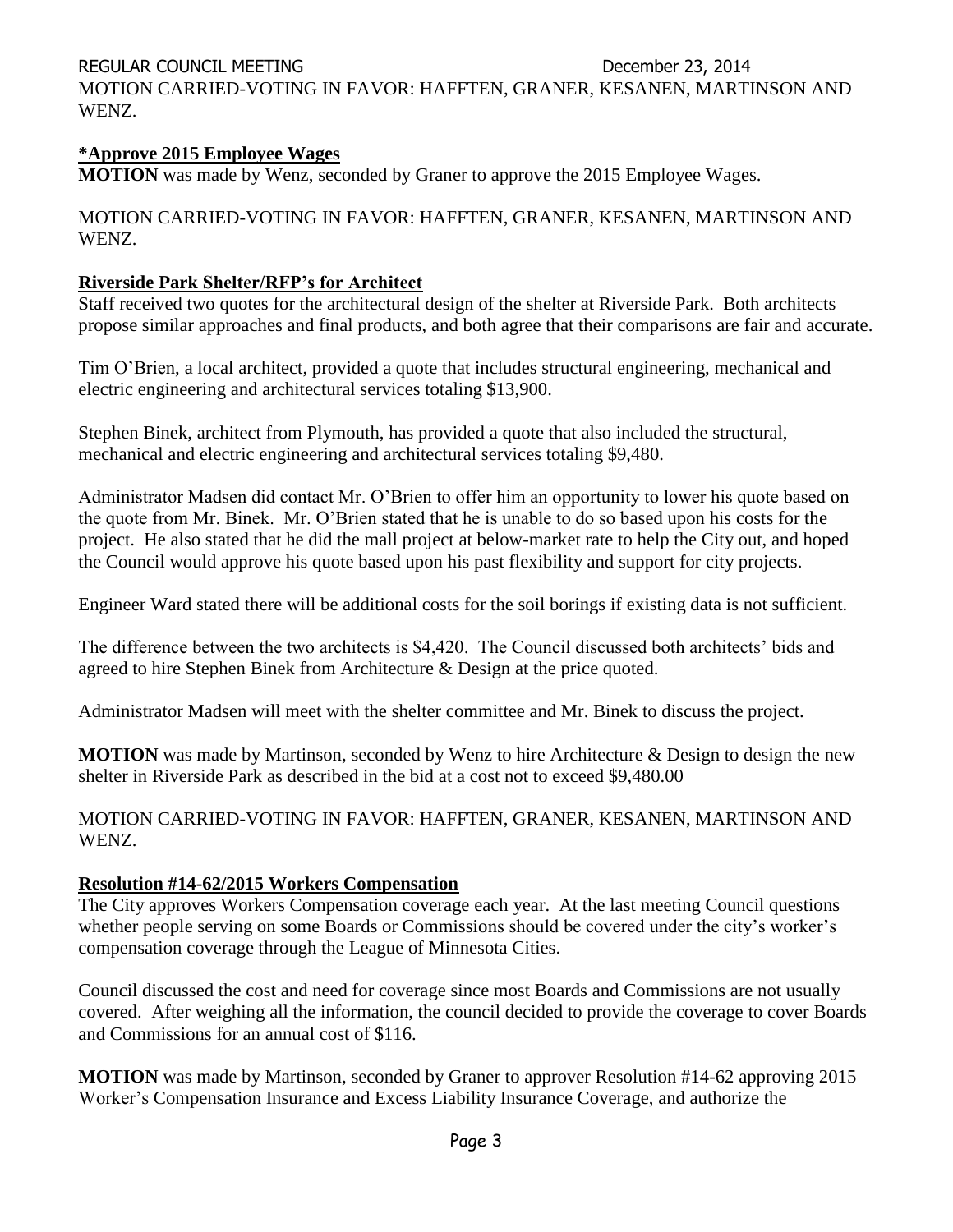MOTION CARRIED-VOTING IN FAVOR: HAFFTEN, GRANER, KESANEN, MARTINSON AND WENZ.

**\*Approve 2015 Employee Wages**

**MOTION** was made by Wenz, seconded by Graner to approve the 2015 Employee Wages.

MOTION CARRIED-VOTING IN FAVOR: HAFFTEN, GRANER, KESANEN, MARTINSON AND WENZ.

**Riverside Park Shelter/RFP's for Architect**

Staff received two quotes for the architectural design of the shelter at Riverside Park. Both architects propose similar approaches and final products, and both agree that their comparisons are fair and accurate.

Tim O'Brien, a local architect, provided a quote that includes structural engineering, mechanical and electric engineering and architectural services totaling $13,900.

Stephen Binek, architect from Plymouth, has provided a quote that also included the structural, mechanical and electric engineering and architectural services totaling $9,480.

Administrator Madsen did contact Mr. O'Brien to offer him an opportunity to lower his quote based on the quote from Mr. Binek. Mr. O'Brien stated that he is unable to do so based upon his costs for the project. He also stated that he did the mall project at below-market rate to help the City out, and hoped the Council would approve his quote based upon his past flexibility and support for city projects.

Engineer Ward stated there will be additional costs for the soil borings if existing data is not sufficient.

The difference between the two architects is $4,420. The Council discussed both architects' bids and agreed to hire Stephen Binek from Architecture & Design at the price quoted.

Administrator Madsen will meet with the shelter committee and Mr. Binek to discuss the project.

**MOTION** was made by Martinson, seconded by Wenz to hire Architecture & Design to design the new shelter in Riverside Park as described in the bid at a cost not to exceed $9,480.00

MOTION CARRIED-VOTING IN FAVOR: HAFFTEN, GRANER, KESANEN, MARTINSON AND WENZ.

**Resolution #14-62/2015 Workers Compensation**

The City approves Workers Compensation coverage each year. At the last meeting Council questions whether people serving on some Boards or Commissions should be covered under the city's worker's compensation coverage through the League of Minnesota Cities.

Council discussed the cost and need for coverage since most Boards and Commissions are not usually covered. After weighing all the information, the council decided to provide the coverage to cover Boards and Commissions for an annual cost of $116.

**MOTION** was made by Martinson, seconded by Graner to approver Resolution #14-62 approving 2015 Worker's Compensation Insurance and Excess Liability Insurance Coverage, and authorize the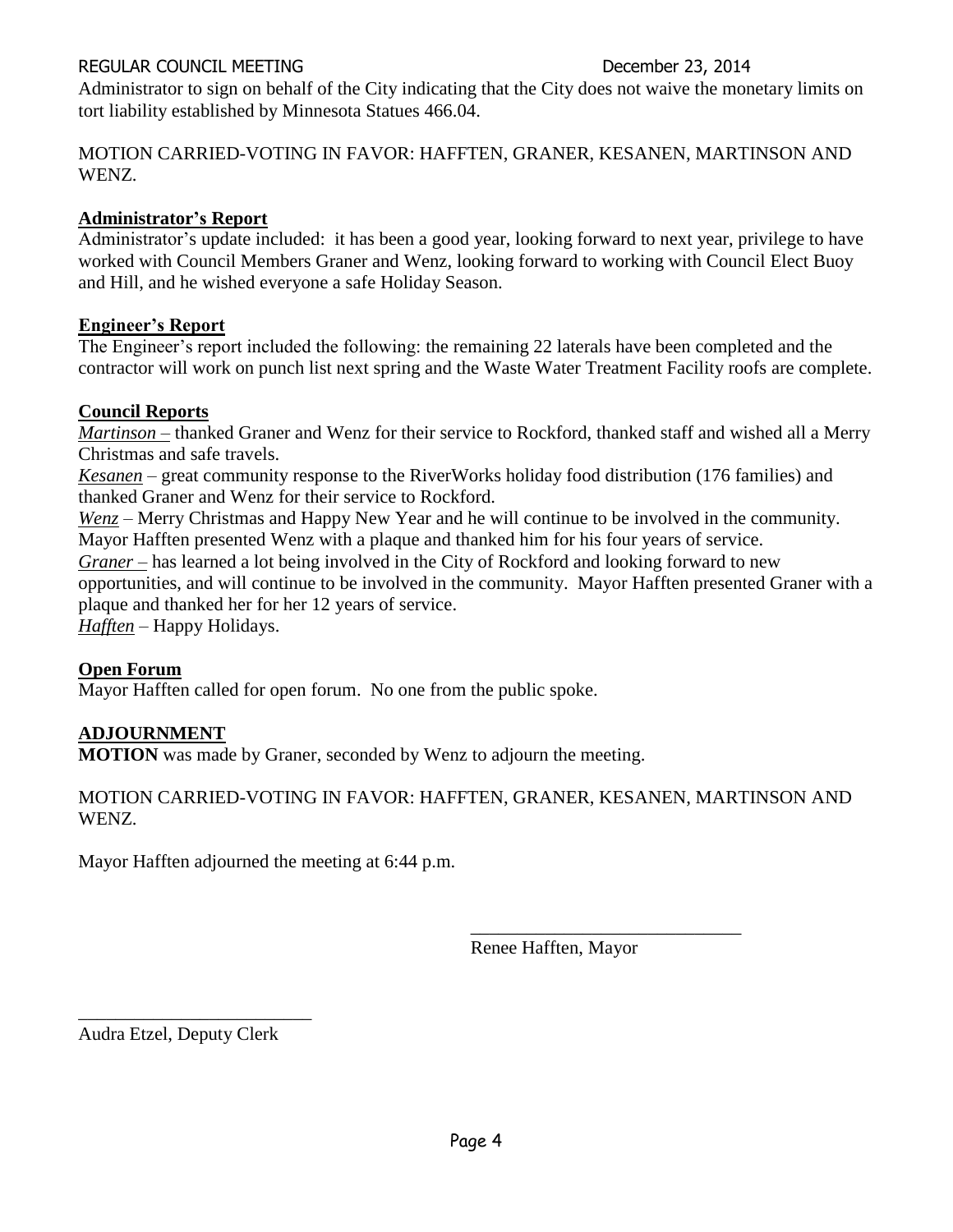Administrator to sign on behalf of the City indicating that the City does not waive the monetary limits on tort liability established by Minnesota Statues 466.04.

MOTION CARRIED-VOTING IN FAVOR: HAFFTEN, GRANER, KESANEN, MARTINSON AND WENZ.

**Administrator's Report**

Administrator's update included: it has been a good year, looking forward to next year, privilege to have worked with Council Members Graner and Wenz, looking forward to working with Council Elect Buoy and Hill, and he wished everyone a safe Holiday Season.

**Engineer's Report**

The Engineer's report included the following: the remaining 22 laterals have been completed and the contractor will work on punch list next spring and the Waste Water Treatment Facility roofs are complete.

**Council Reports**

*Martinson* – thanked Graner and Wenz for their service to Rockford, thanked staff and wished all a Merry Christmas and safe travels.

*Kesanen* – great community response to the RiverWorks holiday food distribution (176 families) and thanked Graner and Wenz for their service to Rockford.

*Wenz* – Merry Christmas and Happy New Year and he will continue to be involved in the community. Mayor Hafften presented Wenz with a plaque and thanked him for his four years of service.

*Graner* – has learned a lot being involved in the City of Rockford and looking forward to new opportunities, and will continue to be involved in the community. Mayor Hafften presented Graner with a plaque and thanked her for her 12 years of service.

*Hafften* – Happy Holidays.

**Open Forum**

Mayor Hafften called for open forum. No one from the public spoke.

**ADJOURNMENT**

**MOTION** was made by Graner, seconded by Wenz to adjourn the meeting.

MOTION CARRIED-VOTING IN FAVOR: HAFFTEN, GRANER, KESANEN, MARTINSON AND WENZ.

Mayor Hafften adjourned the meeting at 6:44 p.m.

\_\_\_\_\_\_\_\_\_\_\_\_\_\_\_\_\_\_\_\_\_\_\_\_\_\_\_\_\_\_
Renee Hafften, Mayor

\_\_\_\_\_\_\_\_\_\_\_\_\_\_\_\_\_\_\_\_\_\_\_\_\_\_
Audra Etzel, Deputy Clerk